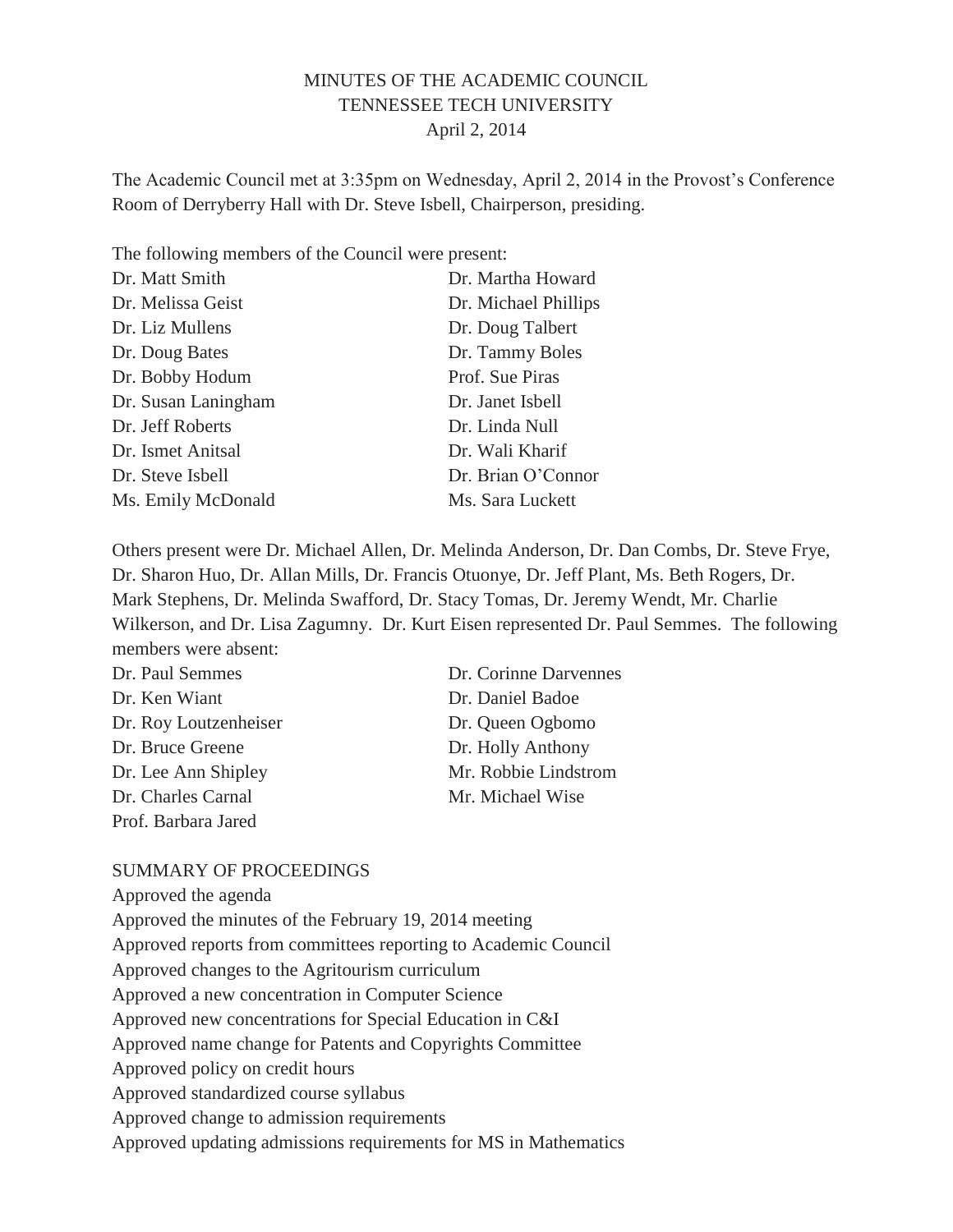MINUTES OF THE ACADEMIC COUNCIL
TENNESSEE TECH UNIVERSITY
April 2, 2014

The Academic Council met at 3:35pm on Wednesday, April 2, 2014 in the Provost's Conference Room of Derryberry Hall with Dr. Steve Isbell, Chairperson, presiding.

The following members of the Council were present:

Dr. Matt Smith
Dr. Melissa Geist
Dr. Liz Mullens
Dr. Doug Bates
Dr. Bobby Hodum
Dr. Susan Laningham
Dr. Jeff Roberts
Dr. Ismet Anitsal
Dr. Steve Isbell
Ms. Emily McDonald
Dr. Martha Howard
Dr. Michael Phillips
Dr. Doug Talbert
Dr. Tammy Boles
Prof. Sue Piras
Dr. Janet Isbell
Dr. Linda Null
Dr. Wali Kharif
Dr. Brian O'Connor
Ms. Sara Luckett

Others present were Dr. Michael Allen, Dr. Melinda Anderson, Dr. Dan Combs, Dr. Steve Frye, Dr. Sharon Huo, Dr. Allan Mills, Dr. Francis Otuonye, Dr. Jeff Plant, Ms. Beth Rogers, Dr. Mark Stephens, Dr. Melinda Swafford, Dr. Stacy Tomas, Dr. Jeremy Wendt, Mr. Charlie Wilkerson, and Dr. Lisa Zagumny. Dr. Kurt Eisen represented Dr. Paul Semmes. The following members were absent:

Dr. Paul Semmes
Dr. Ken Wiant
Dr. Roy Loutzenheiser
Dr. Bruce Greene
Dr. Lee Ann Shipley
Dr. Charles Carnal
Prof. Barbara Jared
Dr. Corinne Darvennes
Dr. Daniel Badoe
Dr. Queen Ogbomo
Dr. Holly Anthony
Mr. Robbie Lindstrom
Mr. Michael Wise

SUMMARY OF PROCEEDINGS

Approved the agenda
Approved the minutes of the February 19, 2014 meeting
Approved reports from committees reporting to Academic Council
Approved changes to the Agritourism curriculum
Approved a new concentration in Computer Science
Approved new concentrations for Special Education in C&I
Approved name change for Patents and Copyrights Committee
Approved policy on credit hours
Approved standardized course syllabus
Approved change to admission requirements
Approved updating admissions requirements for MS in Mathematics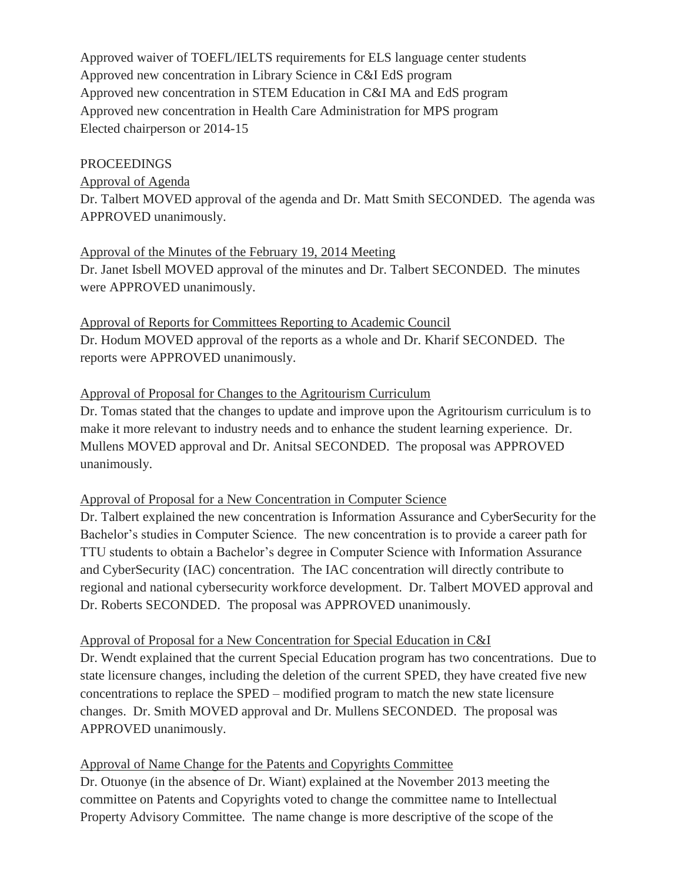Approved waiver of TOEFL/IELTS requirements for ELS language center students
Approved new concentration in Library Science in C&I EdS program
Approved new concentration in STEM Education in C&I MA and EdS program
Approved new concentration in Health Care Administration for MPS program
Elected chairperson or 2014-15

PROCEEDINGS

Approval of Agenda

Dr. Talbert MOVED approval of the agenda and Dr. Matt Smith SECONDED. The agenda was APPROVED unanimously.

Approval of the Minutes of the February 19, 2014 Meeting

Dr. Janet Isbell MOVED approval of the minutes and Dr. Talbert SECONDED. The minutes were APPROVED unanimously.

Approval of Reports for Committees Reporting to Academic Council

Dr. Hodum MOVED approval of the reports as a whole and Dr. Kharif SECONDED. The reports were APPROVED unanimously.

Approval of Proposal for Changes to the Agritourism Curriculum

Dr. Tomas stated that the changes to update and improve upon the Agritourism curriculum is to make it more relevant to industry needs and to enhance the student learning experience. Dr. Mullens MOVED approval and Dr. Anitsal SECONDED. The proposal was APPROVED unanimously.

Approval of Proposal for a New Concentration in Computer Science

Dr. Talbert explained the new concentration is Information Assurance and CyberSecurity for the Bachelor's studies in Computer Science. The new concentration is to provide a career path for TTU students to obtain a Bachelor's degree in Computer Science with Information Assurance and CyberSecurity (IAC) concentration. The IAC concentration will directly contribute to regional and national cybersecurity workforce development. Dr. Talbert MOVED approval and Dr. Roberts SECONDED. The proposal was APPROVED unanimously.

Approval of Proposal for a New Concentration for Special Education in C&I

Dr. Wendt explained that the current Special Education program has two concentrations. Due to state licensure changes, including the deletion of the current SPED, they have created five new concentrations to replace the SPED – modified program to match the new state licensure changes. Dr. Smith MOVED approval and Dr. Mullens SECONDED. The proposal was APPROVED unanimously.

Approval of Name Change for the Patents and Copyrights Committee

Dr. Otuonye (in the absence of Dr. Wiant) explained at the November 2013 meeting the committee on Patents and Copyrights voted to change the committee name to Intellectual Property Advisory Committee. The name change is more descriptive of the scope of the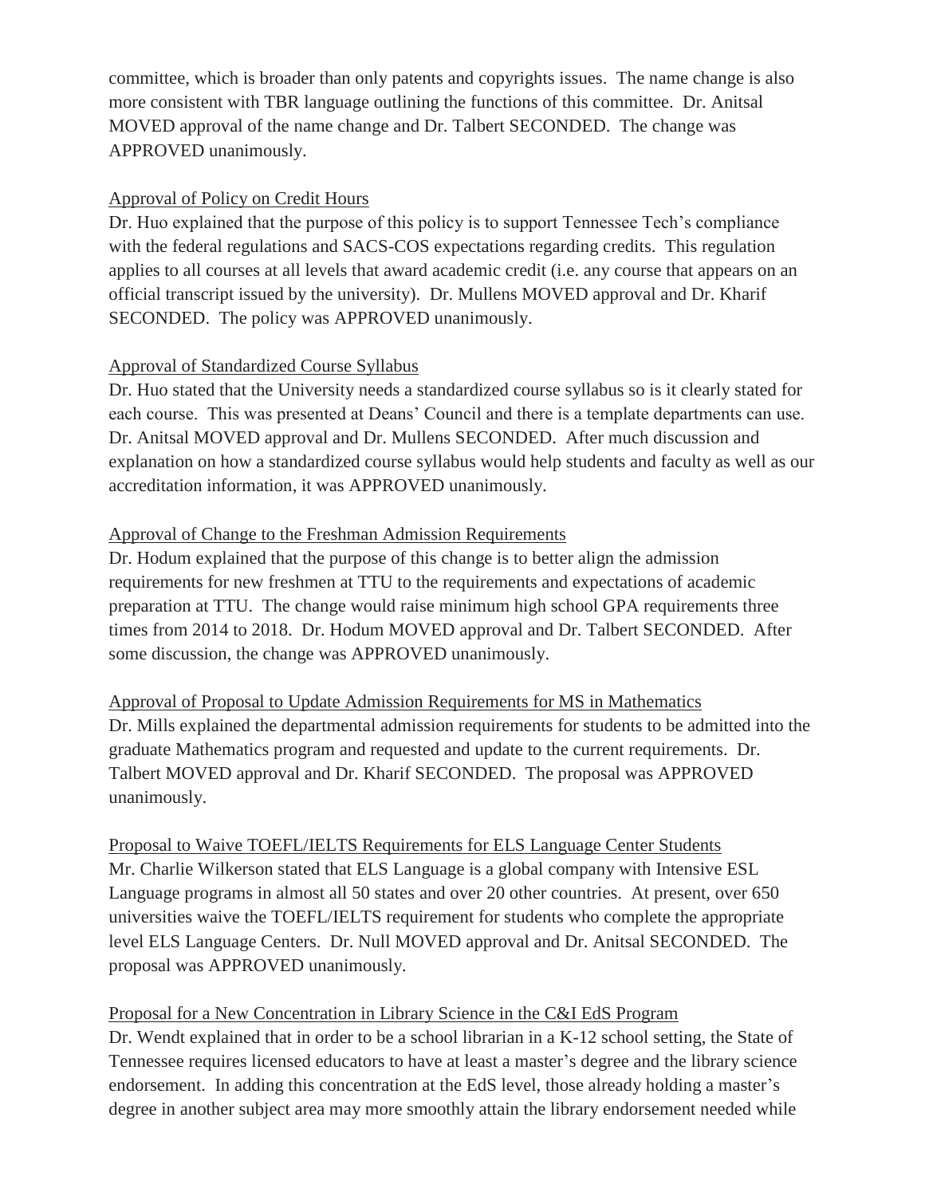committee, which is broader than only patents and copyrights issues. The name change is also more consistent with TBR language outlining the functions of this committee. Dr. Anitsal MOVED approval of the name change and Dr. Talbert SECONDED. The change was APPROVED unanimously.

Approval of Policy on Credit Hours

Dr. Huo explained that the purpose of this policy is to support Tennessee Tech's compliance with the federal regulations and SACS-COS expectations regarding credits. This regulation applies to all courses at all levels that award academic credit (i.e. any course that appears on an official transcript issued by the university). Dr. Mullens MOVED approval and Dr. Kharif SECONDED. The policy was APPROVED unanimously.

Approval of Standardized Course Syllabus

Dr. Huo stated that the University needs a standardized course syllabus so is it clearly stated for each course. This was presented at Deans' Council and there is a template departments can use. Dr. Anitsal MOVED approval and Dr. Mullens SECONDED. After much discussion and explanation on how a standardized course syllabus would help students and faculty as well as our accreditation information, it was APPROVED unanimously.

Approval of Change to the Freshman Admission Requirements

Dr. Hodum explained that the purpose of this change is to better align the admission requirements for new freshmen at TTU to the requirements and expectations of academic preparation at TTU. The change would raise minimum high school GPA requirements three times from 2014 to 2018. Dr. Hodum MOVED approval and Dr. Talbert SECONDED. After some discussion, the change was APPROVED unanimously.

Approval of Proposal to Update Admission Requirements for MS in Mathematics

Dr. Mills explained the departmental admission requirements for students to be admitted into the graduate Mathematics program and requested and update to the current requirements. Dr. Talbert MOVED approval and Dr. Kharif SECONDED. The proposal was APPROVED unanimously.

Proposal to Waive TOEFL/IELTS Requirements for ELS Language Center Students

Mr. Charlie Wilkerson stated that ELS Language is a global company with Intensive ESL Language programs in almost all 50 states and over 20 other countries. At present, over 650 universities waive the TOEFL/IELTS requirement for students who complete the appropriate level ELS Language Centers. Dr. Null MOVED approval and Dr. Anitsal SECONDED. The proposal was APPROVED unanimously.

Proposal for a New Concentration in Library Science in the C&I EdS Program

Dr. Wendt explained that in order to be a school librarian in a K-12 school setting, the State of Tennessee requires licensed educators to have at least a master's degree and the library science endorsement. In adding this concentration at the EdS level, those already holding a master's degree in another subject area may more smoothly attain the library endorsement needed while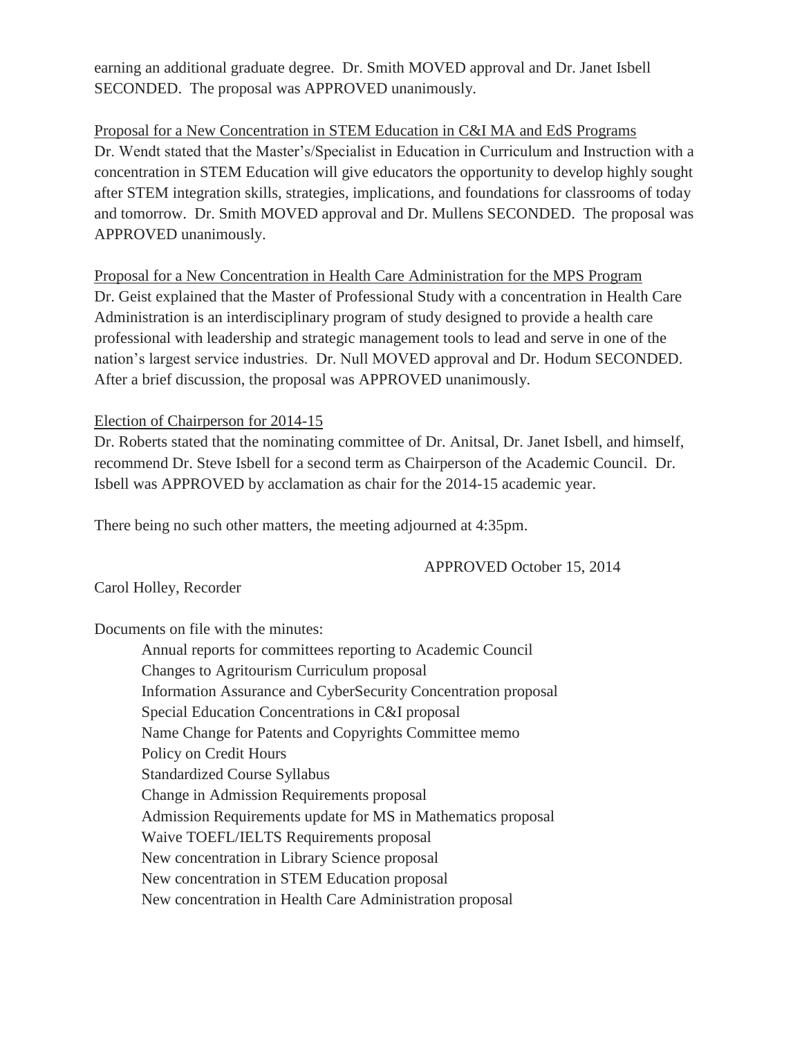earning an additional graduate degree. Dr. Smith MOVED approval and Dr. Janet Isbell SECONDED. The proposal was APPROVED unanimously.

Proposal for a New Concentration in STEM Education in C&I MA and EdS Programs

Dr. Wendt stated that the Master's/Specialist in Education in Curriculum and Instruction with a concentration in STEM Education will give educators the opportunity to develop highly sought after STEM integration skills, strategies, implications, and foundations for classrooms of today and tomorrow. Dr. Smith MOVED approval and Dr. Mullens SECONDED. The proposal was APPROVED unanimously.

Proposal for a New Concentration in Health Care Administration for the MPS Program

Dr. Geist explained that the Master of Professional Study with a concentration in Health Care Administration is an interdisciplinary program of study designed to provide a health care professional with leadership and strategic management tools to lead and serve in one of the nation's largest service industries. Dr. Null MOVED approval and Dr. Hodum SECONDED. After a brief discussion, the proposal was APPROVED unanimously.

Election of Chairperson for 2014-15

Dr. Roberts stated that the nominating committee of Dr. Anitsal, Dr. Janet Isbell, and himself, recommend Dr. Steve Isbell for a second term as Chairperson of the Academic Council. Dr. Isbell was APPROVED by acclamation as chair for the 2014-15 academic year.

There being no such other matters, the meeting adjourned at 4:35pm.

APPROVED October 15, 2014

Carol Holley, Recorder

Documents on file with the minutes:

- Annual reports for committees reporting to Academic Council
- Changes to Agritourism Curriculum proposal
- Information Assurance and CyberSecurity Concentration proposal
- Special Education Concentrations in C&I proposal
- Name Change for Patents and Copyrights Committee memo
- Policy on Credit Hours
- Standardized Course Syllabus
- Change in Admission Requirements proposal
- Admission Requirements update for MS in Mathematics proposal
- Waive TOEFL/IELTS Requirements proposal
- New concentration in Library Science proposal
- New concentration in STEM Education proposal
- New concentration in Health Care Administration proposal